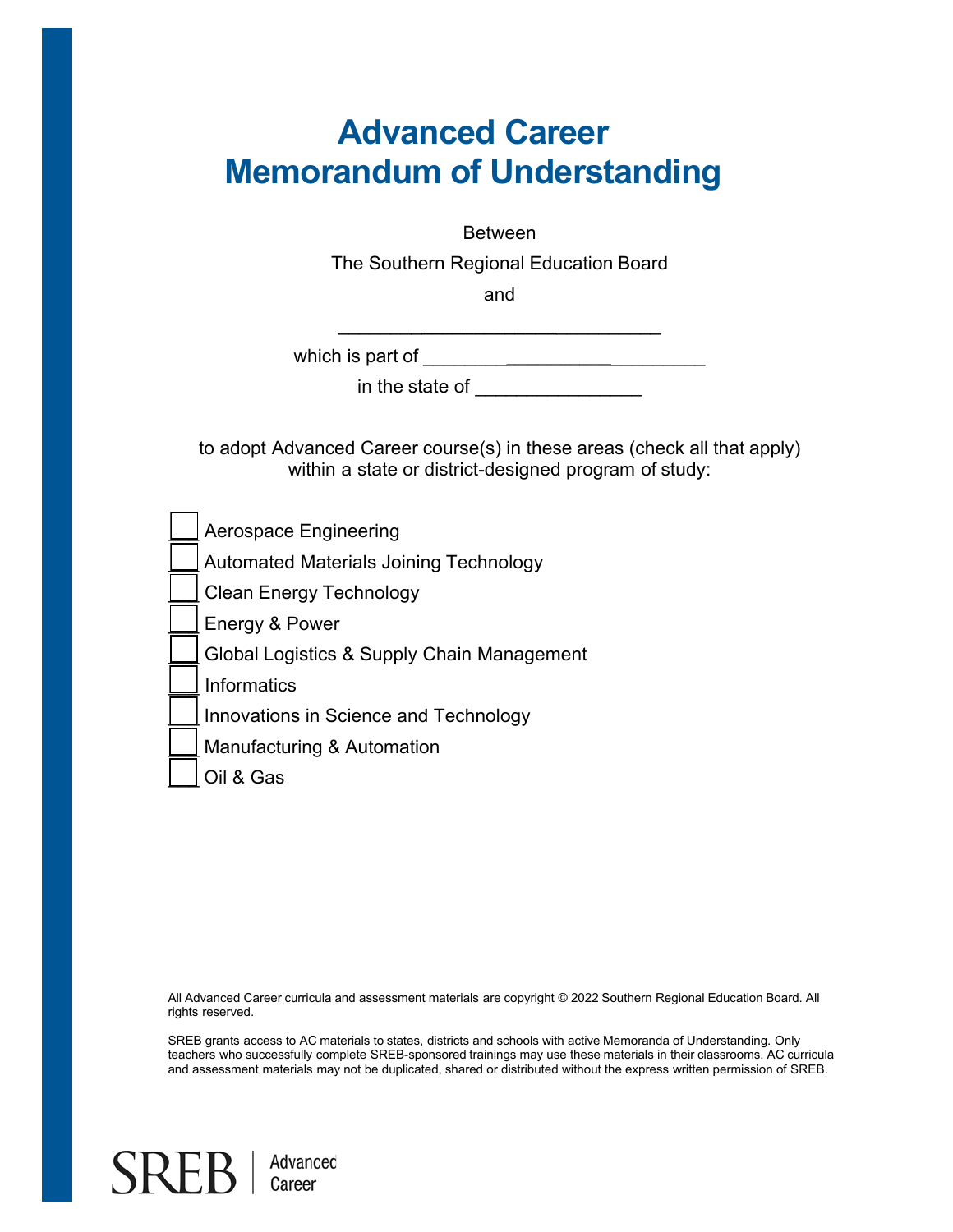# Advanced Career Memorandum of Understanding

Between

The Southern Regional Education Board

and

_______________________________________

which is part of ______________________________

in the state of _______________

to adopt Advanced Career course(s) in these areas (check all that apply) within a state or district-designed program of study:

- [ ] Aerospace Engineering
- [ ] Automated Materials Joining Technology
- [ ] Clean Energy Technology
- [ ] Energy & Power
- [ ] Global Logistics & Supply Chain Management
- [ ] Informatics
- [ ] Innovations in Science and Technology
- [ ] Manufacturing & Automation
- [ ] Oil & Gas

All Advanced Career curricula and assessment materials are copyright © 2022 Southern Regional Education Board. All rights reserved.

SREB grants access to AC materials to states, districts and schools with active Memoranda of Understanding. Only teachers who successfully complete SREB-sponsored trainings may use these materials in their classrooms. AC curricula and assessment materials may not be duplicated, shared or distributed without the express written permission of SREB.

SREB | Advanced Career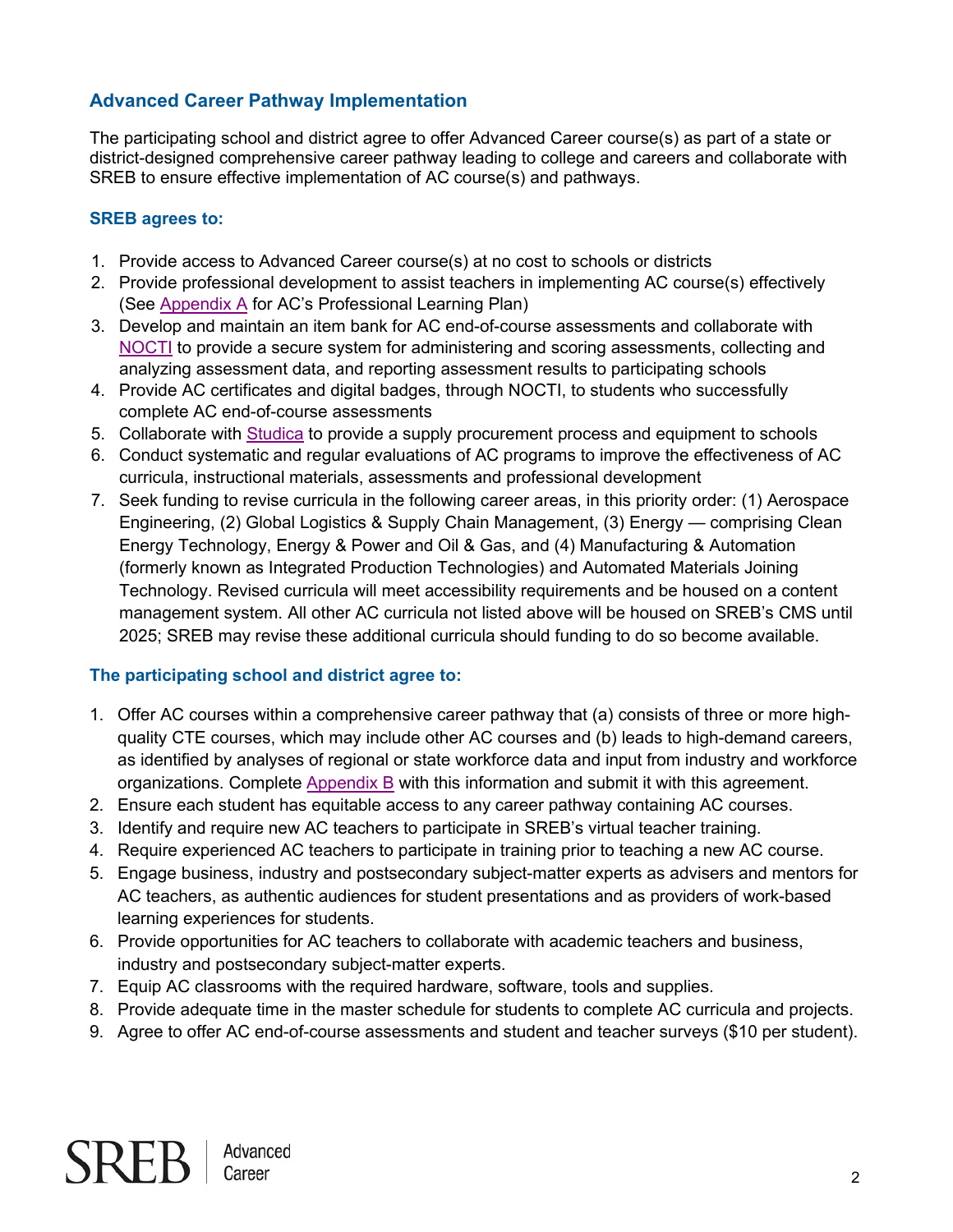## Advanced Career Pathway Implementation

The participating school and district agree to offer Advanced Career course(s) as part of a state or district-designed comprehensive career pathway leading to college and careers and collaborate with SREB to ensure effective implementation of AC course(s) and pathways.

### SREB agrees to:

1. Provide access to Advanced Career course(s) at no cost to schools or districts
2. Provide professional development to assist teachers in implementing AC course(s) effectively (See Appendix A for AC's Professional Learning Plan)
3. Develop and maintain an item bank for AC end-of-course assessments and collaborate with NOCTI to provide a secure system for administering and scoring assessments, collecting and analyzing assessment data, and reporting assessment results to participating schools
4. Provide AC certificates and digital badges, through NOCTI, to students who successfully complete AC end-of-course assessments
5. Collaborate with Studica to provide a supply procurement process and equipment to schools
6. Conduct systematic and regular evaluations of AC programs to improve the effectiveness of AC curricula, instructional materials, assessments and professional development
7. Seek funding to revise curricula in the following career areas, in this priority order: (1) Aerospace Engineering, (2) Global Logistics & Supply Chain Management, (3) Energy — comprising Clean Energy Technology, Energy & Power and Oil & Gas, and (4) Manufacturing & Automation (formerly known as Integrated Production Technologies) and Automated Materials Joining Technology. Revised curricula will meet accessibility requirements and be housed on a content management system. All other AC curricula not listed above will be housed on SREB's CMS until 2025; SREB may revise these additional curricula should funding to do so become available.

### The participating school and district agree to:

1. Offer AC courses within a comprehensive career pathway that (a) consists of three or more high-quality CTE courses, which may include other AC courses and (b) leads to high-demand careers, as identified by analyses of regional or state workforce data and input from industry and workforce organizations. Complete Appendix B with this information and submit it with this agreement.
2. Ensure each student has equitable access to any career pathway containing AC courses.
3. Identify and require new AC teachers to participate in SREB's virtual teacher training.
4. Require experienced AC teachers to participate in training prior to teaching a new AC course.
5. Engage business, industry and postsecondary subject-matter experts as advisers and mentors for AC teachers, as authentic audiences for student presentations and as providers of work-based learning experiences for students.
6. Provide opportunities for AC teachers to collaborate with academic teachers and business, industry and postsecondary subject-matter experts.
7. Equip AC classrooms with the required hardware, software, tools and supplies.
8. Provide adequate time in the master schedule for students to complete AC curricula and projects.
9. Agree to offer AC end-of-course assessments and student and teacher surveys ($10 per student).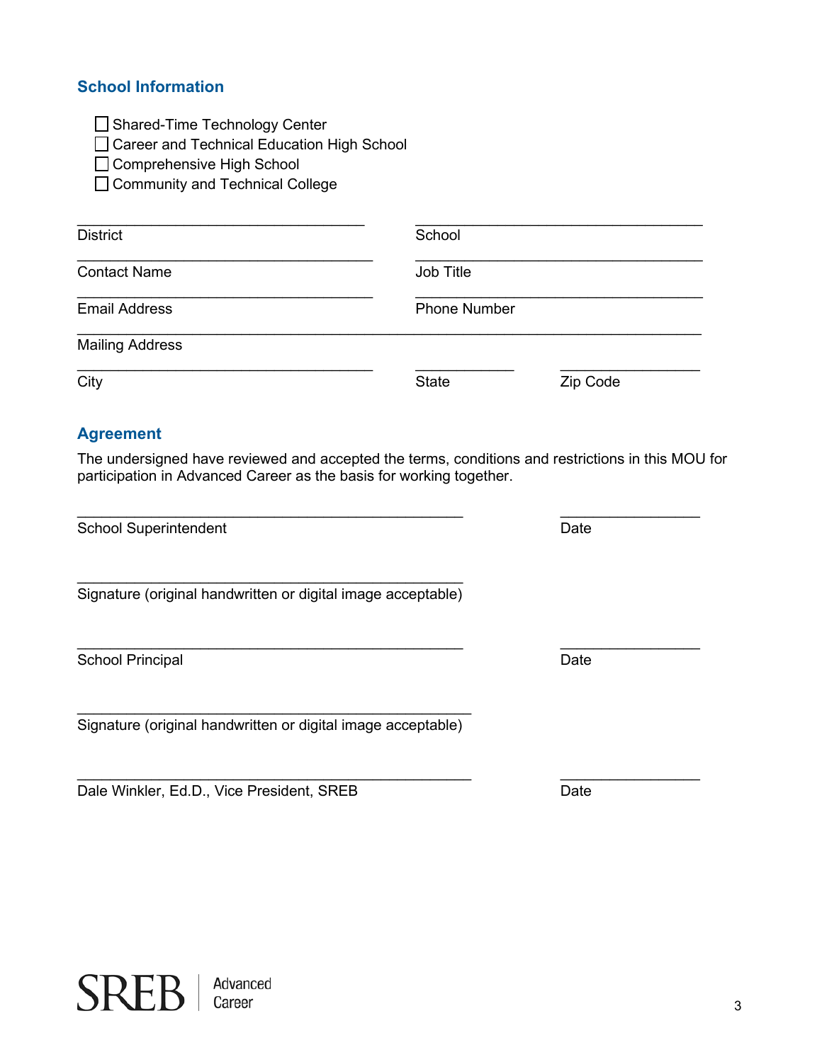## School Information

- ☐ Shared-Time Technology Center
- ☐ Career and Technical Education High School
- ☐ Comprehensive High School
- ☐ Community and Technical College

| | |
|---|---|
| District | School |
| Contact Name | Job Title |
| Email Address | Phone Number |

Mailing Address

| | | |
|---|---|---|
| City | State | Zip Code |

## Agreement

The undersigned have reviewed and accepted the terms, conditions and restrictions in this MOU for participation in Advanced Career as the basis for working together.

School Superintendent ______________________ Date ____________

Signature (original handwritten or digital image acceptable) ______________________

School Principal ______________________ Date ____________

Signature (original handwritten or digital image acceptable) ______________________

Dale Winkler, Ed.D., Vice President, SREB ______________________ Date ____________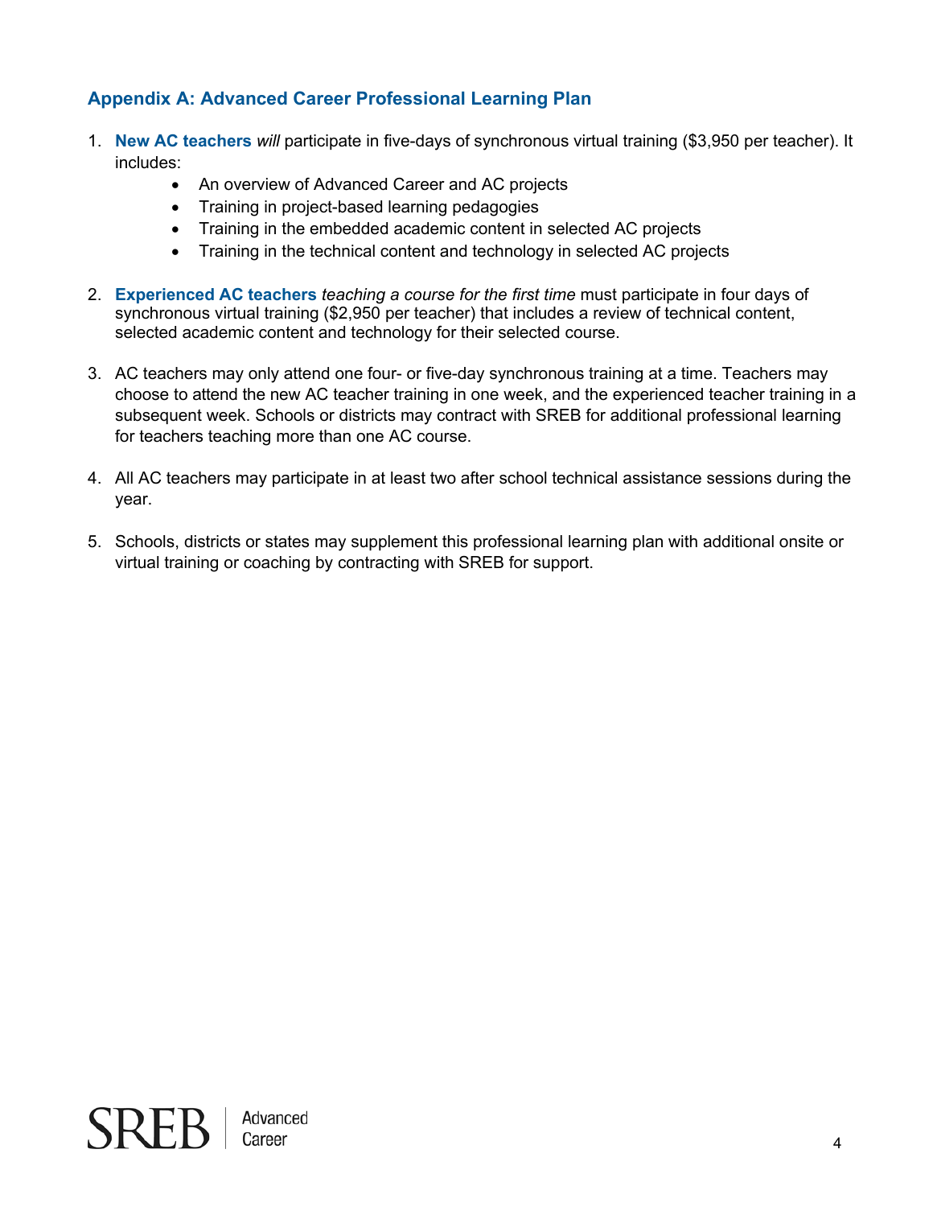## Appendix A: Advanced Career Professional Learning Plan

1. **New AC teachers** *will* participate in five-days of synchronous virtual training ($3,950 per teacher). It includes:
    - An overview of Advanced Career and AC projects
    - Training in project-based learning pedagogies
    - Training in the embedded academic content in selected AC projects
    - Training in the technical content and technology in selected AC projects

2. **Experienced AC teachers** *teaching a course for the first time* must participate in four days of synchronous virtual training ($2,950 per teacher) that includes a review of technical content, selected academic content and technology for their selected course.

3. AC teachers may only attend one four- or five-day synchronous training at a time. Teachers may choose to attend the new AC teacher training in one week, and the experienced teacher training in a subsequent week. Schools or districts may contract with SREB for additional professional learning for teachers teaching more than one AC course.

4. All AC teachers may participate in at least two after school technical assistance sessions during the year.

5. Schools, districts or states may supplement this professional learning plan with additional onsite or virtual training or coaching by contracting with SREB for support.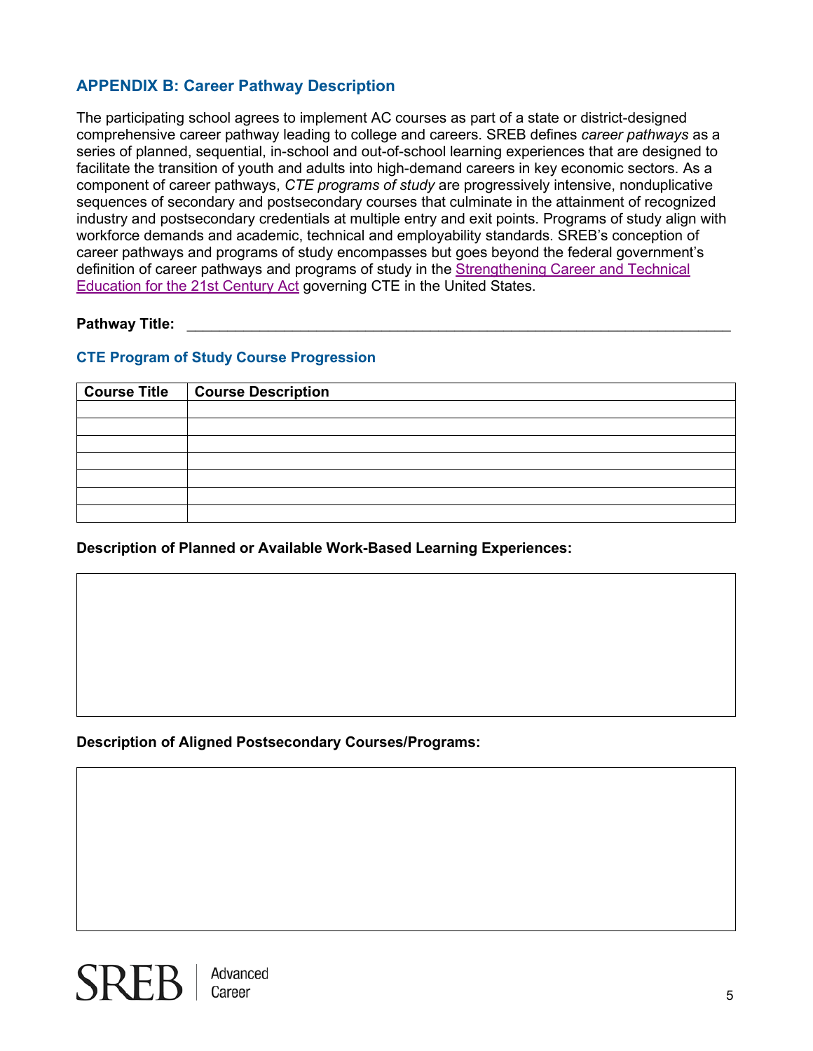## APPENDIX B: Career Pathway Description

The participating school agrees to implement AC courses as part of a state or district-designed comprehensive career pathway leading to college and careers. SREB defines *career pathways* as a series of planned, sequential, in-school and out-of-school learning experiences that are designed to facilitate the transition of youth and adults into high-demand careers in key economic sectors. As a component of career pathways, *CTE programs of study* are progressively intensive, nonduplicative sequences of secondary and postsecondary courses that culminate in the attainment of recognized industry and postsecondary credentials at multiple entry and exit points. Programs of study align with workforce demands and academic, technical and employability standards. SREB's conception of career pathways and programs of study encompasses but goes beyond the federal government's definition of career pathways and programs of study in the Strengthening Career and Technical Education for the 21st Century Act governing CTE in the United States.

**Pathway Title:** ______________________________________________________________

### CTE Program of Study Course Progression

| Course Title | Course Description |
|---|---|
| | |
| | |
| | |
| | |
| | |
| | |
| | |

**Description of Planned or Available Work-Based Learning Experiences:**

**Description of Aligned Postsecondary Courses/Programs:**